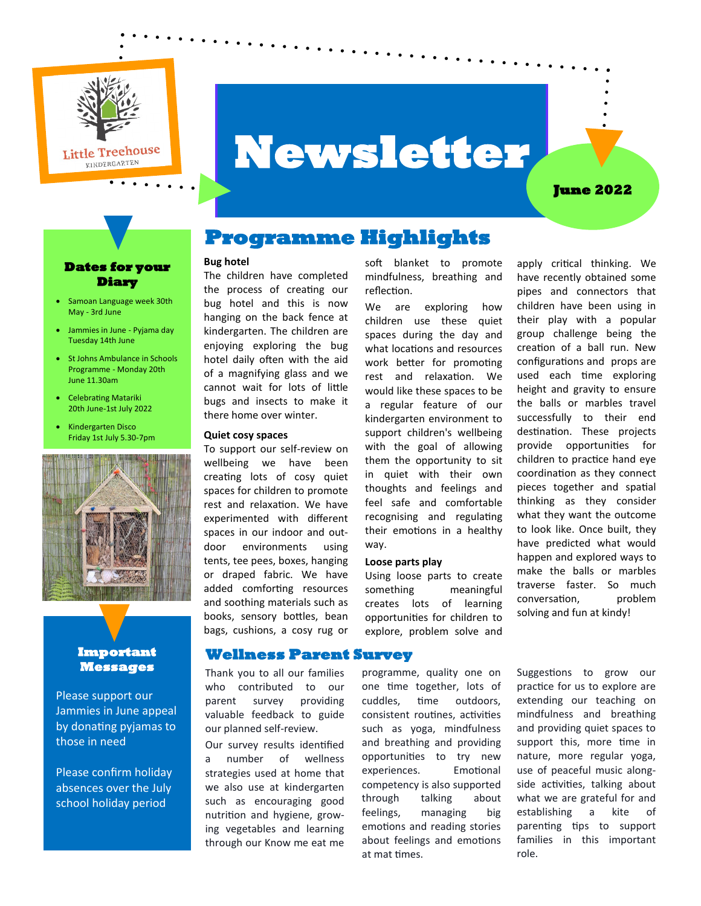Little Treehouse
KINDERGARTEN

# Newsletter

June 2022

## Dates for your Diary

- Samoan Language week 30th May - 3rd June
- Jammies in June - Pyjama day Tuesday 14th June
- St Johns Ambulance in Schools Programme - Monday 20th June 11.30am
- Celebrating Matariki 20th June-1st July 2022
- Kindergarten Disco Friday 1st July 5.30-7pm

## Important Messages

Please support our Jammies in June appeal by donating pyjamas to those in need

Please confirm holiday absences over the July school holiday period

## Programme Highlights

**Bug hotel**

The children have completed the process of creating our bug hotel and this is now hanging on the back fence at kindergarten. The children are enjoying exploring the bug hotel daily often with the aid of a magnifying glass and we cannot wait for lots of little bugs and insects to make it there home over winter.

**Quiet cosy spaces**

To support our self-review on wellbeing we have been creating lots of cosy quiet spaces for children to promote rest and relaxation. We have experimented with different spaces in our indoor and outdoor environments using tents, tee pees, boxes, hanging or draped fabric. We have added comforting resources and soothing materials such as books, sensory bottles, bean bags, cushions, a cosy rug or soft blanket to promote mindfulness, breathing and reflection.

We are exploring how children use these quiet spaces during the day and what locations and resources work better for promoting rest and relaxation. We would like these spaces to be a regular feature of our kindergarten environment to support children's wellbeing with the goal of allowing them the opportunity to sit in quiet with their own thoughts and feelings and feel safe and comfortable recognising and regulating their emotions in a healthy way.

**Loose parts play**

Using loose parts to create something meaningful creates lots of learning opportunities for children to explore, problem solve and apply critical thinking. We have recently obtained some pipes and connectors that children have been using in their play with a popular group challenge being the creation of a ball run. New configurations and props are used each time exploring height and gravity to ensure the balls or marbles travel successfully to their end destination. These projects provide opportunities for children to practice hand eye coordination as they connect pieces together and spatial thinking as they consider what they want the outcome to look like. Once built, they have predicted what would happen and explored ways to make the balls or marbles traverse faster. So much conversation, problem solving and fun at kindy!

## Wellness Parent Survey

Thank you to all our families who contributed to our parent survey providing valuable feedback to guide our planned self-review.

Our survey results identified a number of wellness strategies used at home that we also use at kindergarten such as encouraging good nutrition and hygiene, growing vegetables and learning through our Know me eat me programme, quality one on one time together, lots of cuddles, time outdoors, consistent routines, activities such as yoga, mindfulness and breathing and providing opportunities to try new experiences. Emotional competency is also supported through talking about feelings, managing big emotions and reading stories about feelings and emotions at mat times.

Suggestions to grow our practice for us to explore are extending our teaching on mindfulness and breathing and providing quiet spaces to support this, more time in nature, more regular yoga, use of peaceful music alongside activities, talking about what we are grateful for and establishing a kite of parenting tips to support families in this important role.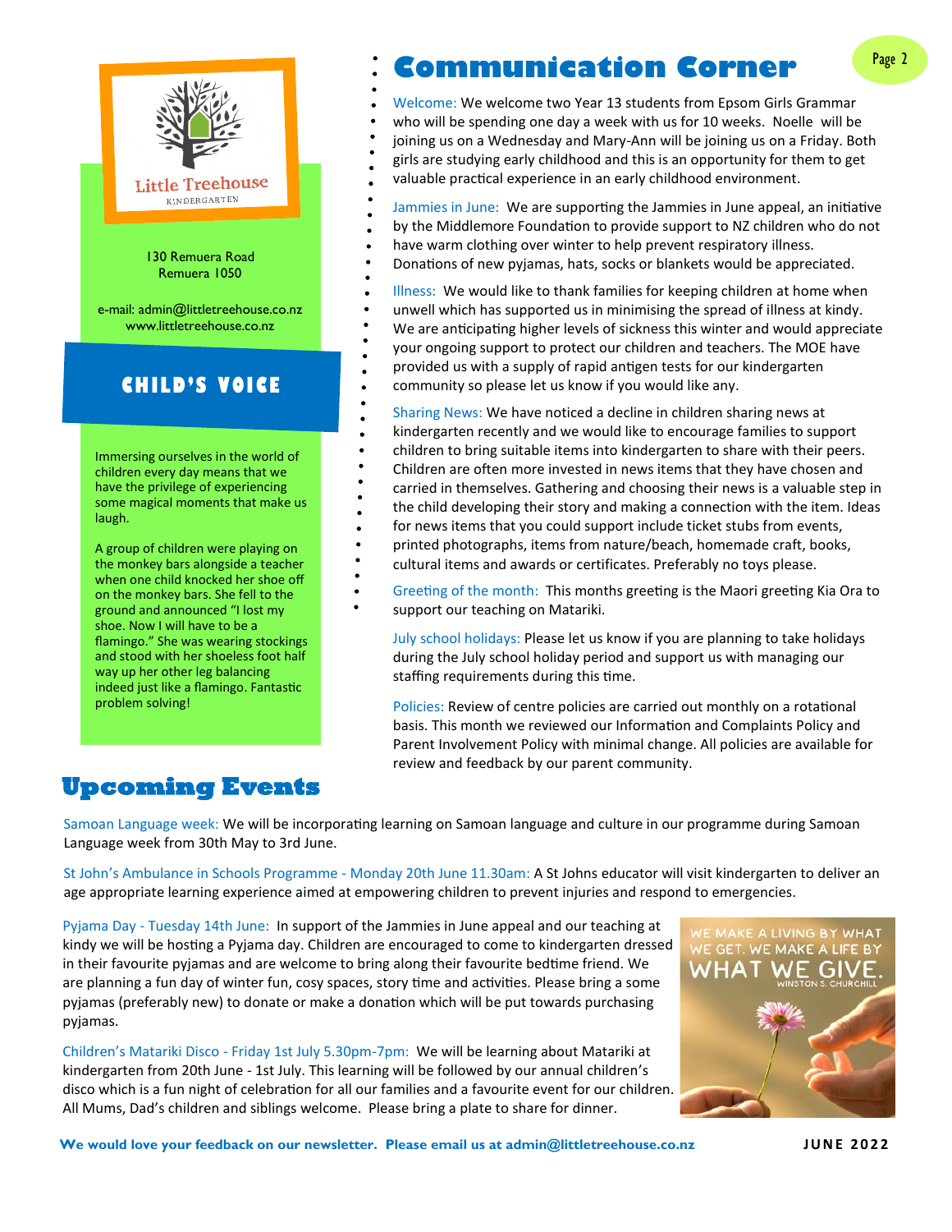Little Treehouse
KINDERGARTEN

130 Remuera Road
Remuera 1050

e-mail: admin@littletreehouse.co.nz
www.littletreehouse.co.nz

## CHILD'S VOICE

Immersing ourselves in the world of children every day means that we have the privilege of experiencing some magical moments that make us laugh.

A group of children were playing on the monkey bars alongside a teacher when one child knocked her shoe off on the monkey bars. She fell to the ground and announced "I lost my shoe. Now I will have to be a flamingo." She was wearing stockings and stood with her shoeless foot half way up her other leg balancing indeed just like a flamingo. Fantastic problem solving!

# Communication Corner

Welcome: We welcome two Year 13 students from Epsom Girls Grammar who will be spending one day a week with us for 10 weeks. Noelle will be joining us on a Wednesday and Mary-Ann will be joining us on a Friday. Both girls are studying early childhood and this is an opportunity for them to get valuable practical experience in an early childhood environment.

Jammies in June: We are supporting the Jammies in June appeal, an initiative by the Middlemore Foundation to provide support to NZ children who do not have warm clothing over winter to help prevent respiratory illness. Donations of new pyjamas, hats, socks or blankets would be appreciated.

Illness: We would like to thank families for keeping children at home when unwell which has supported us in minimising the spread of illness at kindy. We are anticipating higher levels of sickness this winter and would appreciate your ongoing support to protect our children and teachers. The MOE have provided us with a supply of rapid antigen tests for our kindergarten community so please let us know if you would like any.

Sharing News: We have noticed a decline in children sharing news at kindergarten recently and we would like to encourage families to support children to bring suitable items into kindergarten to share with their peers. Children are often more invested in news items that they have chosen and carried in themselves. Gathering and choosing their news is a valuable step in the child developing their story and making a connection with the item. Ideas for news items that you could support include ticket stubs from events, printed photographs, items from nature/beach, homemade craft, books, cultural items and awards or certificates. Preferably no toys please.

Greeting of the month: This months greeting is the Maori greeting Kia Ora to support our teaching on Matariki.

July school holidays: Please let us know if you are planning to take holidays during the July school holiday period and support us with managing our staffing requirements during this time.

Policies: Review of centre policies are carried out monthly on a rotational basis. This month we reviewed our Information and Complaints Policy and Parent Involvement Policy with minimal change. All policies are available for review and feedback by our parent community.

# Upcoming Events

Samoan Language week: We will be incorporating learning on Samoan language and culture in our programme during Samoan Language week from 30th May to 3rd June.

St John's Ambulance in Schools Programme - Monday 20th June 11.30am: A St Johns educator will visit kindergarten to deliver an age appropriate learning experience aimed at empowering children to prevent injuries and respond to emergencies.

Pyjama Day - Tuesday 14th June: In support of the Jammies in June appeal and our teaching at kindy we will be hosting a Pyjama day. Children are encouraged to come to kindergarten dressed in their favourite pyjamas and are welcome to bring along their favourite bedtime friend. We are planning a fun day of winter fun, cosy spaces, story time and activities. Please bring a some pyjamas (preferably new) to donate or make a donation which will be put towards purchasing pyjamas.

Children's Matariki Disco - Friday 1st July 5.30pm-7pm: We will be learning about Matariki at kindergarten from 20th June - 1st July. This learning will be followed by our annual children's disco which is a fun night of celebration for all our families and a favourite event for our children. All Mums, Dad's children and siblings welcome. Please bring a plate to share for dinner.

WE MAKE A LIVING BY WHAT WE GET. WE MAKE A LIFE BY WHAT WE GIVE.
WINSTON S. CHURCHILL

**We would love your feedback on our newsletter. Please email us at admin@littletreehouse.co.nz**

**JUNE 2022**